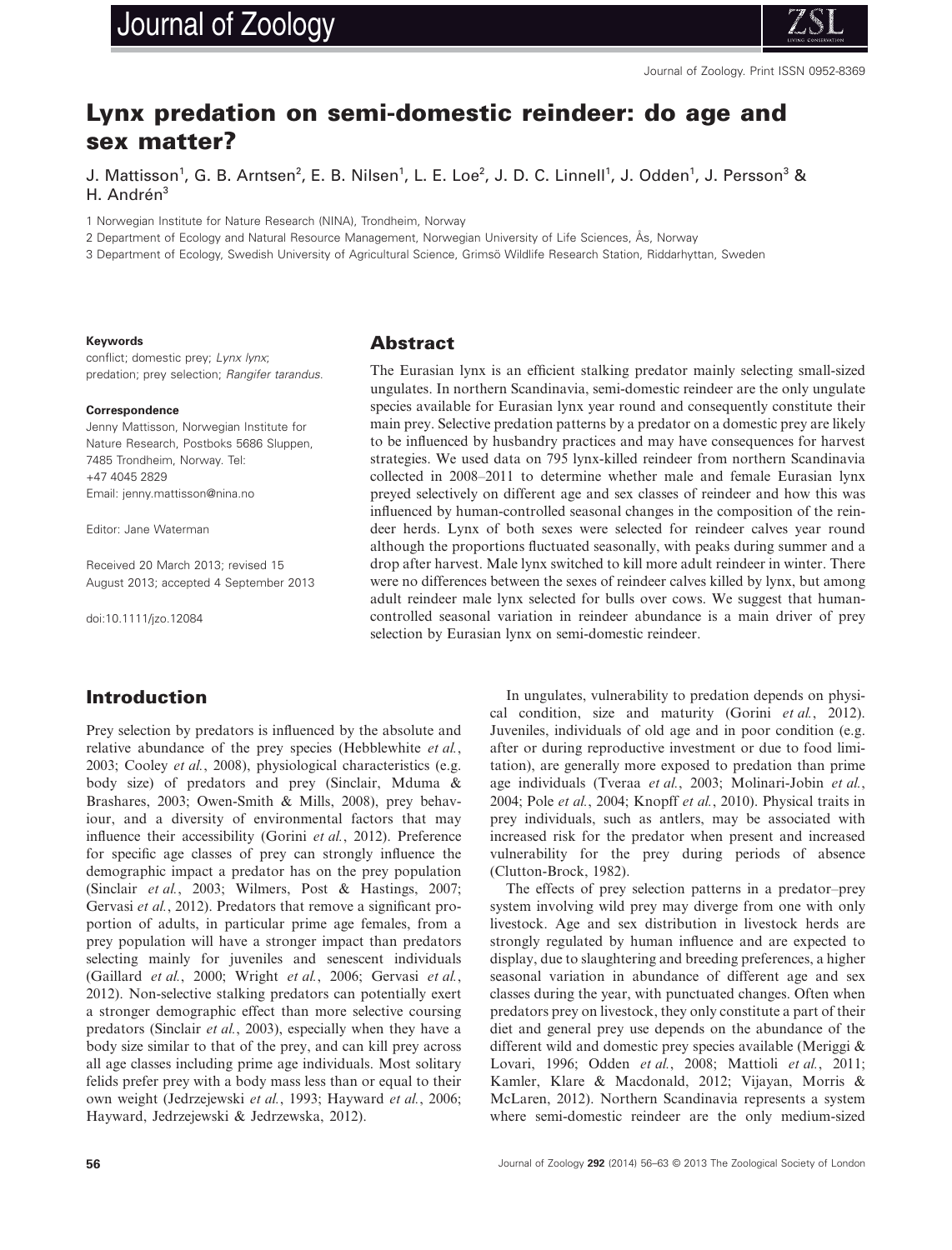# Lynx predation on semi-domestic reindeer: do age and sex matter?

J. Mattisson[1], G. B. Arntsen[2], E. B. Nilsen[1], L. E. Loe[2], J. D. C. Linnell[1], J. Odden[1], J. Persson[3] & H. Andrén[3]

1 Norwegian Institute for Nature Research (NINA), Trondheim, Norway

2 Department of Ecology and Natural Resource Management, Norwegian University of Life Sciences, Ås, Norway

3 Department of Ecology, Swedish University of Agricultural Science, Grimsö Wildlife Research Station, Riddarhyttan, Sweden

**Keywords**

conflict; domestic prey; *Lynx lynx*; predation; prey selection; *Rangifer tarandus*.

**Correspondence**

Jenny Mattisson, Norwegian Institute for Nature Research, Postboks 5686 Sluppen, 7485 Trondheim, Norway. Tel: +47 4045 2829

Email: jenny.mattisson@nina.no

Editor: Jane Waterman

Received 20 March 2013; revised 15 August 2013; accepted 4 September 2013

doi:10.1111/jzo.12084

## Abstract

The Eurasian lynx is an efficient stalking predator mainly selecting small-sized ungulates. In northern Scandinavia, semi-domestic reindeer are the only ungulate species available for Eurasian lynx year round and consequently constitute their main prey. Selective predation patterns by a predator on a domestic prey are likely to be influenced by husbandry practices and may have consequences for harvest strategies. We used data on 795 lynx-killed reindeer from northern Scandinavia collected in 2008–2011 to determine whether male and female Eurasian lynx preyed selectively on different age and sex classes of reindeer and how this was influenced by human-controlled seasonal changes in the composition of the reindeer herds. Lynx of both sexes were selected for reindeer calves year round although the proportions fluctuated seasonally, with peaks during summer and a drop after harvest. Male lynx switched to kill more adult reindeer in winter. There were no differences between the sexes of reindeer calves killed by lynx, but among adult reindeer male lynx selected for bulls over cows. We suggest that human-controlled seasonal variation in reindeer abundance is a main driver of prey selection by Eurasian lynx on semi-domestic reindeer.

## Introduction

Prey selection by predators is influenced by the absolute and relative abundance of the prey species (Hebblewhite *et al.*, 2003; Cooley *et al.*, 2008), physiological characteristics (e.g. body size) of predators and prey (Sinclair, Mduma & Brashares, 2003; Owen-Smith & Mills, 2008), prey behaviour, and a diversity of environmental factors that may influence their accessibility (Gorini *et al.*, 2012). Preference for specific age classes of prey can strongly influence the demographic impact a predator has on the prey population (Sinclair *et al.*, 2003; Wilmers, Post & Hastings, 2007; Gervasi *et al.*, 2012). Predators that remove a significant proportion of adults, in particular prime age females, from a prey population will have a stronger impact than predators selecting mainly for juveniles and senescent individuals (Gaillard *et al.*, 2000; Wright *et al.*, 2006; Gervasi *et al.*, 2012). Non-selective stalking predators can potentially exert a stronger demographic effect than more selective coursing predators (Sinclair *et al.*, 2003), especially when they have a body size similar to that of the prey, and can kill prey across all age classes including prime age individuals. Most solitary felids prefer prey with a body mass less than or equal to their own weight (Jedrzejewski *et al.*, 1993; Hayward *et al.*, 2006; Hayward, Jedrzejewski & Jedrzewska, 2012).

In ungulates, vulnerability to predation depends on physical condition, size and maturity (Gorini *et al.*, 2012). Juveniles, individuals of old age and in poor condition (e.g. after or during reproductive investment or due to food limitation), are generally more exposed to predation than prime age individuals (Tveraa *et al.*, 2003; Molinari-Jobin *et al.*, 2004; Pole *et al.*, 2004; Knopff *et al.*, 2010). Physical traits in prey individuals, such as antlers, may be associated with increased risk for the predator when present and increased vulnerability for the prey during periods of absence (Clutton-Brock, 1982).

The effects of prey selection patterns in a predator–prey system involving wild prey may diverge from one with only livestock. Age and sex distribution in livestock herds are strongly regulated by human influence and are expected to display, due to slaughtering and breeding preferences, a higher seasonal variation in abundance of different age and sex classes during the year, with punctuated changes. Often when predators prey on livestock, they only constitute a part of their diet and general prey use depends on the abundance of the different wild and domestic prey species available (Meriggi & Lovari, 1996; Odden *et al.*, 2008; Mattioli *et al.*, 2011; Kamler, Klare & Macdonald, 2012; Vijayan, Morris & McLaren, 2012). Northern Scandinavia represents a system where semi-domestic reindeer are the only medium-sized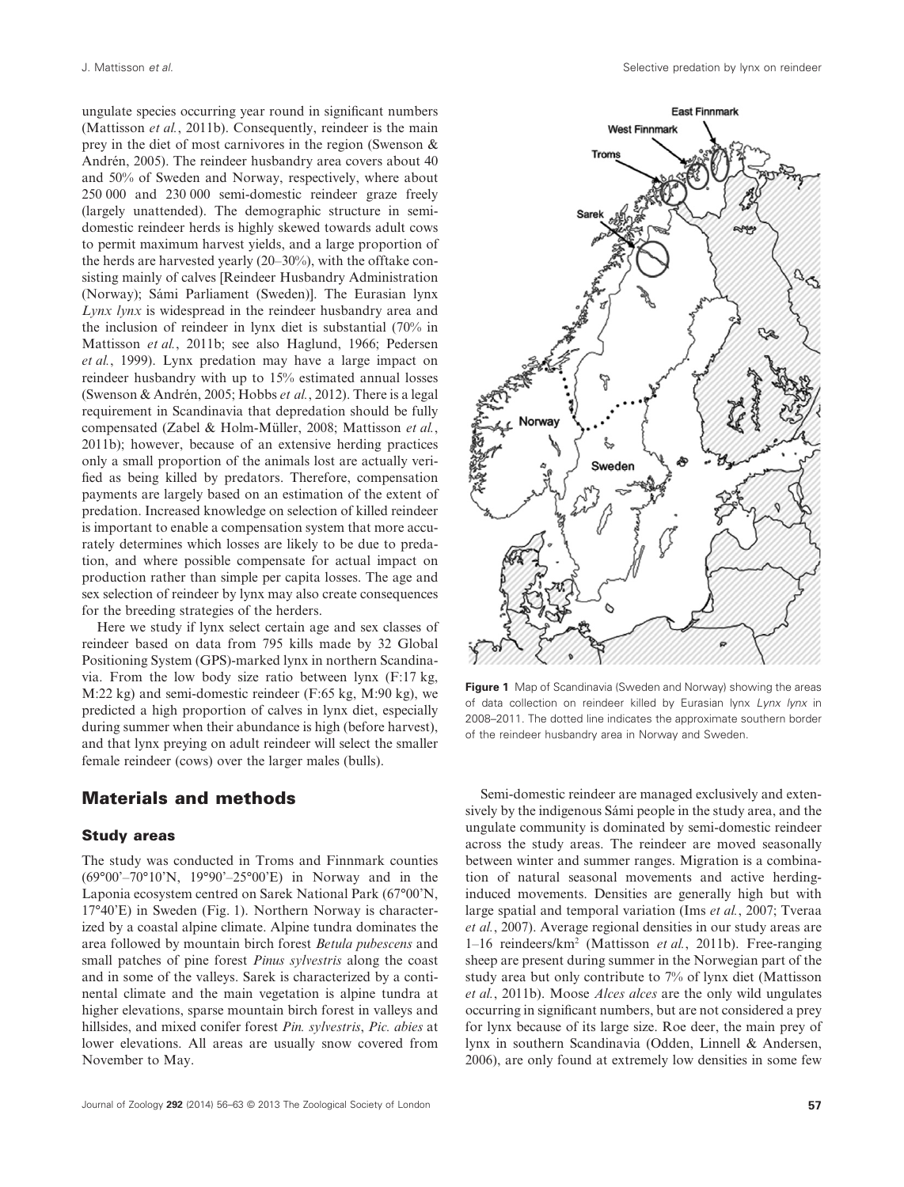ungulate species occurring year round in significant numbers (Mattisson *et al.*, 2011b). Consequently, reindeer is the main prey in the diet of most carnivores in the region (Swenson & Andrén, 2005). The reindeer husbandry area covers about 40 and 50% of Sweden and Norway, respectively, where about 250 000 and 230 000 semi-domestic reindeer graze freely (largely unattended). The demographic structure in semi-domestic reindeer herds is highly skewed towards adult cows to permit maximum harvest yields, and a large proportion of the herds are harvested yearly (20–30%), with the offtake consisting mainly of calves [Reindeer Husbandry Administration (Norway); Sámi Parliament (Sweden)]. The Eurasian lynx *Lynx lynx* is widespread in the reindeer husbandry area and the inclusion of reindeer in lynx diet is substantial (70% in Mattisson *et al.*, 2011b; see also Haglund, 1966; Pedersen *et al.*, 1999). Lynx predation may have a large impact on reindeer husbandry with up to 15% estimated annual losses (Swenson & Andrén, 2005; Hobbs *et al.*, 2012). There is a legal requirement in Scandinavia that depredation should be fully compensated (Zabel & Holm-Müller, 2008; Mattisson *et al.*, 2011b); however, because of an extensive herding practices only a small proportion of the animals lost are actually verified as being killed by predators. Therefore, compensation payments are largely based on an estimation of the extent of predation. Increased knowledge on selection of killed reindeer is important to enable a compensation system that more accurately determines which losses are likely to be due to predation, and where possible compensate for actual impact on production rather than simple per capita losses. The age and sex selection of reindeer by lynx may also create consequences for the breeding strategies of the herders.

Here we study if lynx select certain age and sex classes of reindeer based on data from 795 kills made by 32 Global Positioning System (GPS)-marked lynx in northern Scandinavia. From the low body size ratio between lynx (F:17 kg, M:22 kg) and semi-domestic reindeer (F:65 kg, M:90 kg), we predicted a high proportion of calves in lynx diet, especially during summer when their abundance is high (before harvest), and that lynx preying on adult reindeer will select the smaller female reindeer (cows) over the larger males (bulls).

**Figure 1** Map of Scandinavia (Sweden and Norway) showing the areas of data collection on reindeer killed by Eurasian lynx *Lynx lynx* in 2008–2011. The dotted line indicates the approximate southern border of the reindeer husbandry area in Norway and Sweden.

## Materials and methods

### Study areas

The study was conducted in Troms and Finnmark counties (69°00'–70°10'N, 19°90'–25°00'E) in Norway and in the Laponia ecosystem centred on Sarek National Park (67°00'N, 17°40'E) in Sweden (Fig. 1). Northern Norway is characterized by a coastal alpine climate. Alpine tundra dominates the area followed by mountain birch forest *Betula pubescens* and small patches of pine forest *Pinus sylvestris* along the coast and in some of the valleys. Sarek is characterized by a continental climate and the main vegetation is alpine tundra at higher elevations, sparse mountain birch forest in valleys and hillsides, and mixed conifer forest *Pin. sylvestris*, *Pic. abies* at lower elevations. All areas are usually snow covered from November to May.

Semi-domestic reindeer are managed exclusively and extensively by the indigenous Sámi people in the study area, and the ungulate community is dominated by semi-domestic reindeer across the study areas. The reindeer are moved seasonally between winter and summer ranges. Migration is a combination of natural seasonal movements and active herding-induced movements. Densities are generally high but with large spatial and temporal variation (Ims *et al.*, 2007; Tveraa *et al.*, 2007). Average regional densities in our study areas are 1–16 reindeers/km$^2$ (Mattisson *et al.*, 2011b). Free-ranging sheep are present during summer in the Norwegian part of the study area but only contribute to 7% of lynx diet (Mattisson *et al.*, 2011b). Moose *Alces alces* are the only wild ungulates occurring in significant numbers, but are not considered a prey for lynx because of its large size. Roe deer, the main prey of lynx in southern Scandinavia (Odden, Linnell & Andersen, 2006), are only found at extremely low densities in some few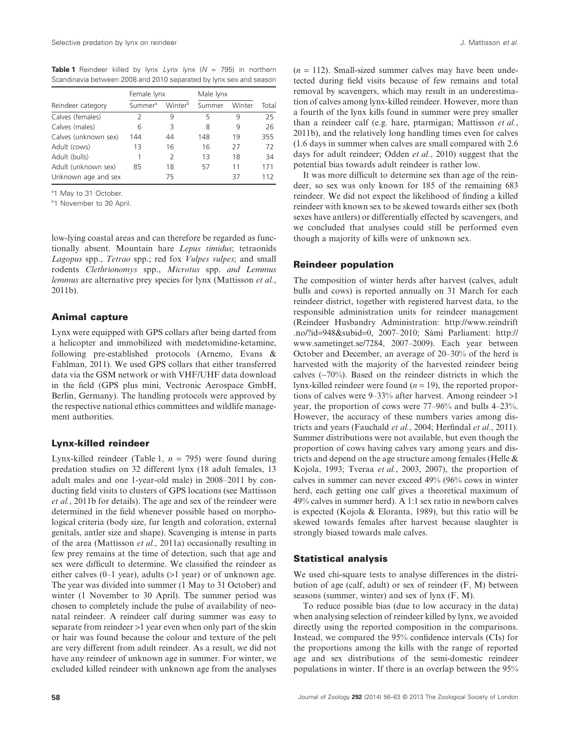**Table 1** Reindeer killed by lynx *Lynx lynx* ($N$ = 795) in northern Scandinavia between 2008 and 2010 separated by lynx sex and season

| Reindeer category | Female lynx | | Male lynx | | Total |
|---|---|---|---|---|---|
| | Summer[a] | Winter[b] | Summer | Winter | |
| Calves (females) | 2 | 9 | 5 | 9 | 25 |
| Calves (males) | 6 | 3 | 8 | 9 | 26 |
| Calves (unknown sex) | 144 | 44 | 148 | 19 | 355 |
| Adult (cows) | 13 | 16 | 16 | 27 | 72 |
| Adult (bulls) | 1 | 2 | 13 | 18 | 34 |
| Adult (unknown sex) | 85 | 18 | 57 | 11 | 171 |
| Unknown age and sex | | 75 | | 37 | 112 |

[a]1 May to 31 October.

[b]1 November to 30 April.

low-lying coastal areas and can therefore be regarded as functionally absent. Mountain hare *Lepus timidus*; tetraonids *Lagopus* spp., *Tetrao* spp.; red fox *Vulpes vulpes*; and small rodents *Clethrionomys* spp., *Microtus* spp. *and Lemmus lemmus* are alternative prey species for lynx (Mattisson *et al.*, 2011b).

## Animal capture

Lynx were equipped with GPS collars after being darted from a helicopter and immobilized with medetomidine-ketamine, following pre-established protocols (Arnemo, Evans & Fahlman, 2011). We used GPS collars that either transferred data via the GSM network or with VHF/UHF data download in the field (GPS plus mini, Vectronic Aerospace GmbH, Berlin, Germany). The handling protocols were approved by the respective national ethics committees and wildlife management authorities.

## Lynx-killed reindeer

Lynx-killed reindeer (Table 1, $n$ = 795) were found during predation studies on 32 different lynx (18 adult females, 13 adult males and one 1-year-old male) in 2008–2011 by conducting field visits to clusters of GPS locations (see Mattisson *et al.*, 2011b for details). The age and sex of the reindeer were determined in the field whenever possible based on morphological criteria (body size, fur length and coloration, external genitals, antler size and shape). Scavenging is intense in parts of the area (Mattisson *et al.*, 2011a) occasionally resulting in few prey remains at the time of detection, such that age and sex were difficult to determine. We classified the reindeer as either calves (0–1 year), adults (>1 year) or of unknown age. The year was divided into summer (1 May to 31 October) and winter (1 November to 30 April). The summer period was chosen to completely include the pulse of availability of neonatal reindeer. A reindeer calf during summer was easy to separate from reindeer >1 year even when only part of the skin or hair was found because the colour and texture of the pelt are very different from adult reindeer. As a result, we did not have any reindeer of unknown age in summer. For winter, we excluded killed reindeer with unknown age from the analyses ($n$ = 112). Small-sized summer calves may have been undetected during field visits because of few remains and total removal by scavengers, which may result in an underestimation of calves among lynx-killed reindeer. However, more than a fourth of the lynx kills found in summer were prey smaller than a reindeer calf (e.g. hare, ptarmigan; Mattisson *et al.*, 2011b), and the relatively long handling times even for calves (1.6 days in summer when calves are small compared with 2.6 days for adult reindeer; Odden *et al.*, 2010) suggest that the potential bias towards adult reindeer is rather low.

It was more difficult to determine sex than age of the reindeer, so sex was only known for 185 of the remaining 683 reindeer. We did not expect the likelihood of finding a killed reindeer with known sex to be skewed towards either sex (both sexes have antlers) or differentially effected by scavengers, and we concluded that analyses could still be performed even though a majority of kills were of unknown sex.

## Reindeer population

The composition of winter herds after harvest (calves, adult bulls and cows) is reported annually on 31 March for each reindeer district, together with registered harvest data, to the responsible administration units for reindeer management (Reindeer Husbandry Administration: http://www.reindrift.no/?id=948&subid=0, 2007–2010; Sámi Parliament: http://www.sametinget.se/7284, 2007–2009). Each year between October and December, an average of 20–30% of the herd is harvested with the majority of the harvested reindeer being calves (~70%). Based on the reindeer districts in which the lynx-killed reindeer were found ($n$ = 19), the reported proportions of calves were 9–33% after harvest. Among reindeer >1 year, the proportion of cows were 77–96% and bulls 4–23%. However, the accuracy of these numbers varies among districts and years (Fauchald *et al.*, 2004; Herfindal *et al.*, 2011). Summer distributions were not available, but even though the proportion of cows having calves vary among years and districts and depend on the age structure among females (Helle & Kojola, 1993; Tveraa *et al.*, 2003, 2007), the proportion of calves in summer can never exceed 49% (96% cows in winter herd, each getting one calf gives a theoretical maximum of 49% calves in summer herd). A 1:1 sex ratio in newborn calves is expected (Kojola & Eloranta, 1989), but this ratio will be skewed towards females after harvest because slaughter is strongly biased towards male calves.

## Statistical analysis

We used chi-square tests to analyse differences in the distribution of age (calf, adult) or sex of reindeer (F, M) between seasons (summer, winter) and sex of lynx (F, M).

To reduce possible bias (due to low accuracy in the data) when analysing selection of reindeer killed by lynx, we avoided directly using the reported composition in the comparisons. Instead, we compared the 95% confidence intervals (CIs) for the proportions among the kills with the range of reported age and sex distributions of the semi-domestic reindeer populations in winter. If there is an overlap between the 95%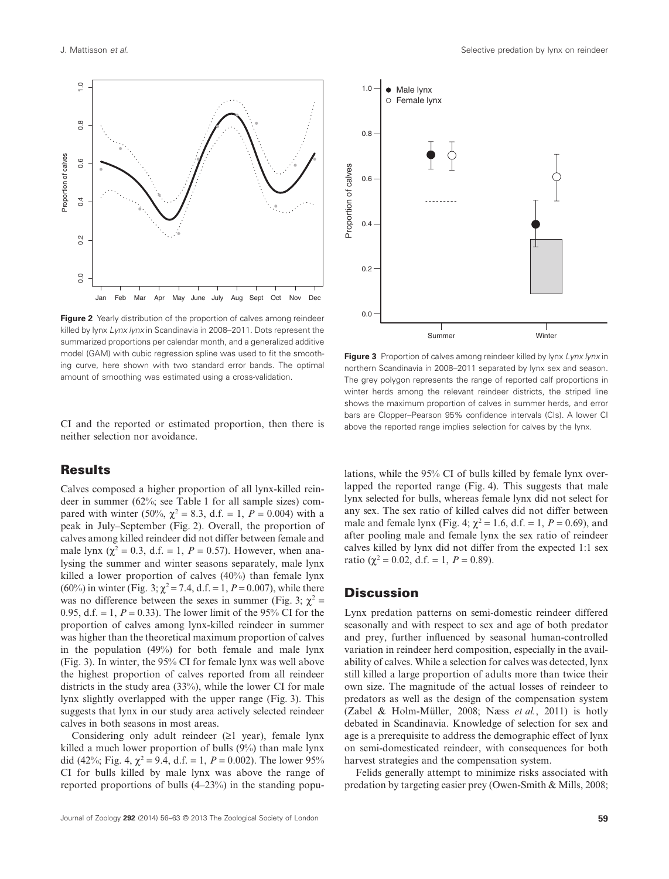Figure 2 Yearly distribution of the proportion of calves among reindeer killed by lynx *Lynx lynx* in Scandinavia in 2008–2011. Dots represent the summarized proportions per calendar month, and a generalized additive model (GAM) with cubic regression spline was used to fit the smoothing curve, here shown with two standard error bands. The optimal amount of smoothing was estimated using a cross-validation.

Figure 3 Proportion of calves among reindeer killed by lynx *Lynx lynx* in northern Scandinavia in 2008–2011 separated by lynx sex and season. The grey polygon represents the range of reported calf proportions in winter herds among the relevant reindeer districts, the striped line shows the maximum proportion of calves in summer herds, and error bars are Clopper–Pearson 95% confidence intervals (CIs). A lower CI above the reported range implies selection for calves by the lynx.

CI and the reported or estimated proportion, then there is neither selection nor avoidance.

## Results

Calves composed a higher proportion of all lynx-killed reindeer in summer (62%; see Table 1 for all sample sizes) compared with winter (50%, $\chi^2 = 8.3$, d.f. = 1, $P = 0.004$) with a peak in July–September (Fig. 2). Overall, the proportion of calves among killed reindeer did not differ between female and male lynx ($\chi^2 = 0.3$, d.f. = 1, $P = 0.57$). However, when analysing the summer and winter seasons separately, male lynx killed a lower proportion of calves (40%) than female lynx (60%) in winter (Fig. 3; $\chi^2 = 7.4$, d.f. = 1, $P = 0.007$), while there was no difference between the sexes in summer (Fig. 3; $\chi^2 = 0.95$, d.f. = 1, $P = 0.33$). The lower limit of the 95% CI for the proportion of calves among lynx-killed reindeer in summer was higher than the theoretical maximum proportion of calves in the population (49%) for both female and male lynx (Fig. 3). In winter, the 95% CI for female lynx was well above the highest proportion of calves reported from all reindeer districts in the study area (33%), while the lower CI for male lynx slightly overlapped with the upper range (Fig. 3). This suggests that lynx in our study area actively selected reindeer calves in both seasons in most areas.

Considering only adult reindeer (≥1 year), female lynx killed a much lower proportion of bulls (9%) than male lynx did (42%; Fig. 4, $\chi^2 = 9.4$, d.f. = 1, $P = 0.002$). The lower 95% CI for bulls killed by male lynx was above the range of reported proportions of bulls (4–23%) in the standing populations, while the 95% CI of bulls killed by female lynx overlapped the reported range (Fig. 4). This suggests that male lynx selected for bulls, whereas female lynx did not select for any sex. The sex ratio of killed calves did not differ between male and female lynx (Fig. 4; $\chi^2 = 1.6$, d.f. = 1, $P = 0.69$), and after pooling male and female lynx the sex ratio of reindeer calves killed by lynx did not differ from the expected 1:1 sex ratio ($\chi^2 = 0.02$, d.f. = 1, $P = 0.89$).

## Discussion

Lynx predation patterns on semi-domestic reindeer differed seasonally and with respect to sex and age of both predator and prey, further influenced by seasonal human-controlled variation in reindeer herd composition, especially in the availability of calves. While a selection for calves was detected, lynx still killed a large proportion of adults more than twice their own size. The magnitude of the actual losses of reindeer to predators as well as the design of the compensation system (Zabel & Holm-Müller, 2008; Næss *et al.*, 2011) is hotly debated in Scandinavia. Knowledge of selection for sex and age is a prerequisite to address the demographic effect of lynx on semi-domesticated reindeer, with consequences for both harvest strategies and the compensation system.

Felids generally attempt to minimize risks associated with predation by targeting easier prey (Owen-Smith & Mills, 2008;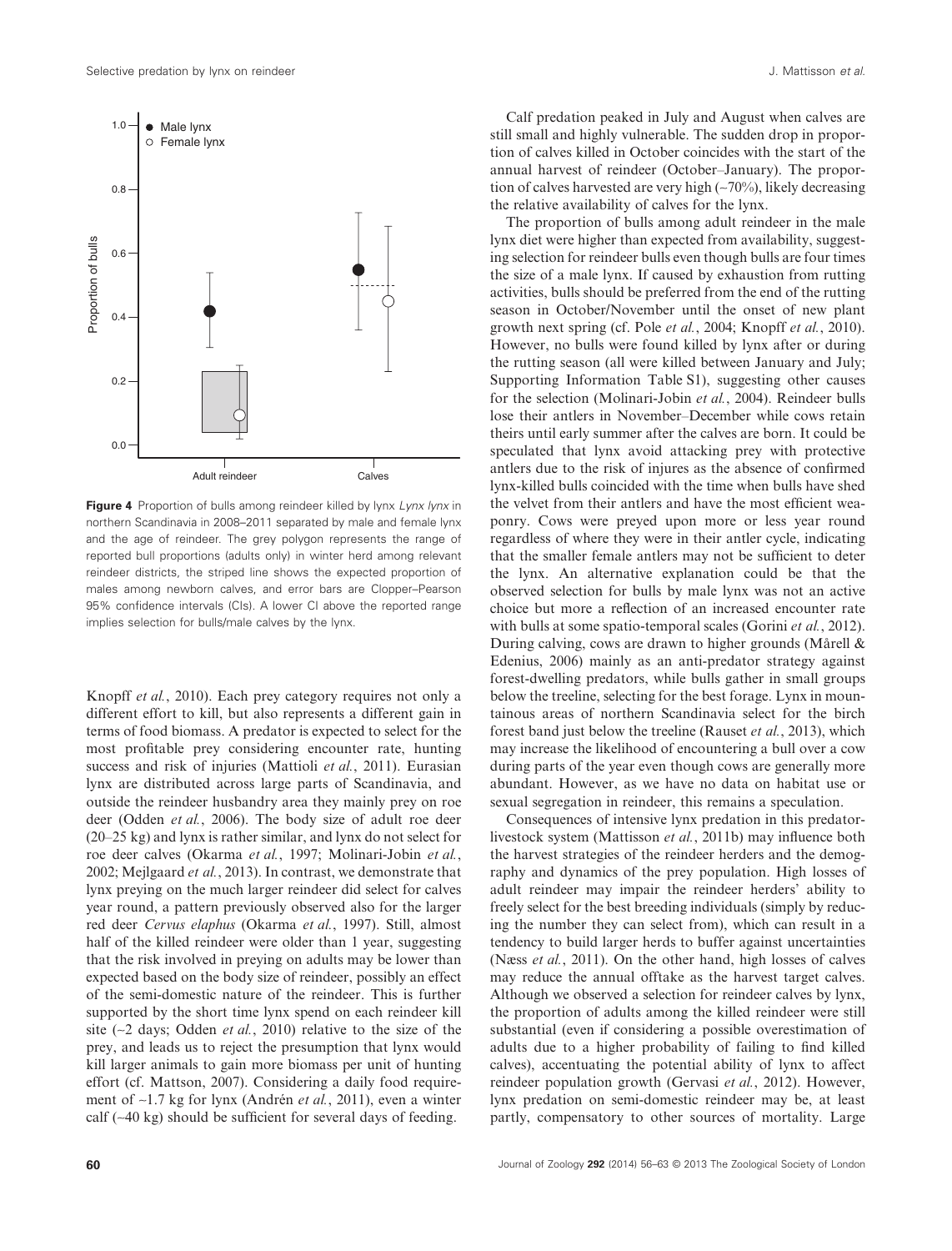Figure 4 Proportion of bulls among reindeer killed by lynx *Lynx lynx* in northern Scandinavia in 2008–2011 separated by male and female lynx and the age of reindeer. The grey polygon represents the range of reported bull proportions (adults only) in winter herd among relevant reindeer districts, the striped line shows the expected proportion of males among newborn calves, and error bars are Clopper–Pearson 95% confidence intervals (CIs). A lower CI above the reported range implies selection for bulls/male calves by the lynx.

Knopff *et al.*, 2010). Each prey category requires not only a different effort to kill, but also represents a different gain in terms of food biomass. A predator is expected to select for the most profitable prey considering encounter rate, hunting success and risk of injuries (Mattioli *et al.*, 2011). Eurasian lynx are distributed across large parts of Scandinavia, and outside the reindeer husbandry area they mainly prey on roe deer (Odden *et al.*, 2006). The body size of adult roe deer (20–25 kg) and lynx is rather similar, and lynx do not select for roe deer calves (Okarma *et al.*, 1997; Molinari-Jobin *et al.*, 2002; Mejlgaard *et al.*, 2013). In contrast, we demonstrate that lynx preying on the much larger reindeer did select for calves year round, a pattern previously observed also for the larger red deer *Cervus elaphus* (Okarma *et al.*, 1997). Still, almost half of the killed reindeer were older than 1 year, suggesting that the risk involved in preying on adults may be lower than expected based on the body size of reindeer, possibly an effect of the semi-domestic nature of the reindeer. This is further supported by the short time lynx spend on each reindeer kill site (~2 days; Odden *et al.*, 2010) relative to the size of the prey, and leads us to reject the presumption that lynx would kill larger animals to gain more biomass per unit of hunting effort (cf. Mattson, 2007). Considering a daily food requirement of ~1.7 kg for lynx (Andrén *et al.*, 2011), even a winter calf (~40 kg) should be sufficient for several days of feeding.

Calf predation peaked in July and August when calves are still small and highly vulnerable. The sudden drop in proportion of calves killed in October coincides with the start of the annual harvest of reindeer (October–January). The proportion of calves harvested are very high (~70%), likely decreasing the relative availability of calves for the lynx.

The proportion of bulls among adult reindeer in the male lynx diet were higher than expected from availability, suggesting selection for reindeer bulls even though bulls are four times the size of a male lynx. If caused by exhaustion from rutting activities, bulls should be preferred from the end of the rutting season in October/November until the onset of new plant growth next spring (cf. Pole *et al.*, 2004; Knopff *et al.*, 2010). However, no bulls were found killed by lynx after or during the rutting season (all were killed between January and July; Supporting Information Table S1), suggesting other causes for the selection (Molinari-Jobin *et al.*, 2004). Reindeer bulls lose their antlers in November–December while cows retain theirs until early summer after the calves are born. It could be speculated that lynx avoid attacking prey with protective antlers due to the risk of injures as the absence of confirmed lynx-killed bulls coincided with the time when bulls have shed the velvet from their antlers and have the most efficient weaponry. Cows were preyed upon more or less year round regardless of where they were in their antler cycle, indicating that the smaller female antlers may not be sufficient to deter the lynx. An alternative explanation could be that the observed selection for bulls by male lynx was not an active choice but more a reflection of an increased encounter rate with bulls at some spatio-temporal scales (Gorini *et al.*, 2012). During calving, cows are drawn to higher grounds (Mårell & Edenius, 2006) mainly as an anti-predator strategy against forest-dwelling predators, while bulls gather in small groups below the treeline, selecting for the best forage. Lynx in mountainous areas of northern Scandinavia select for the birch forest band just below the treeline (Rauset *et al.*, 2013), which may increase the likelihood of encountering a bull over a cow during parts of the year even though cows are generally more abundant. However, as we have no data on habitat use or sexual segregation in reindeer, this remains a speculation.

Consequences of intensive lynx predation in this predator-livestock system (Mattisson *et al.*, 2011b) may influence both the harvest strategies of the reindeer herders and the demography and dynamics of the prey population. High losses of adult reindeer may impair the reindeer herders' ability to freely select for the best breeding individuals (simply by reducing the number they can select from), which can result in a tendency to build larger herds to buffer against uncertainties (Næss *et al.*, 2011). On the other hand, high losses of calves may reduce the annual offtake as the harvest target calves. Although we observed a selection for reindeer calves by lynx, the proportion of adults among the killed reindeer were still substantial (even if considering a possible overestimation of adults due to a higher probability of failing to find killed calves), accentuating the potential ability of lynx to affect reindeer population growth (Gervasi *et al.*, 2012). However, lynx predation on semi-domestic reindeer may be, at least partly, compensatory to other sources of mortality. Large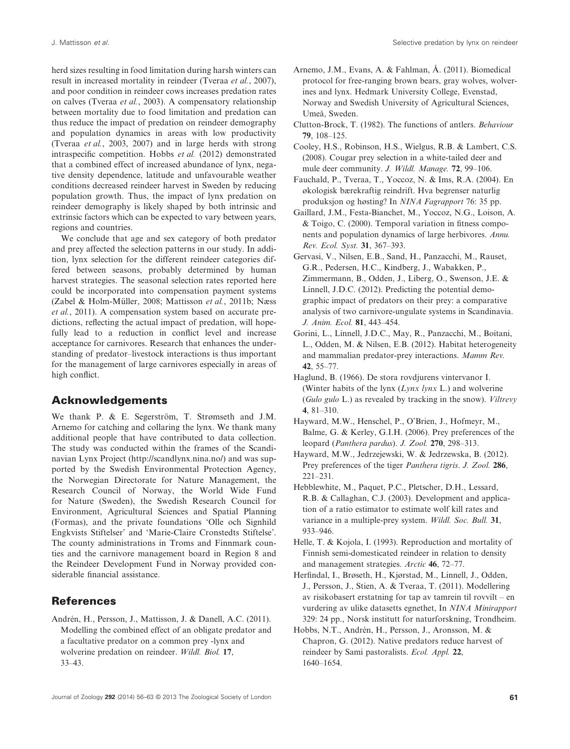herd sizes resulting in food limitation during harsh winters can result in increased mortality in reindeer (Tveraa *et al.*, 2007), and poor condition in reindeer cows increases predation rates on calves (Tveraa *et al.*, 2003). A compensatory relationship between mortality due to food limitation and predation can thus reduce the impact of predation on reindeer demography and population dynamics in areas with low productivity (Tveraa *et al.*, 2003, 2007) and in large herds with strong intraspecific competition. Hobbs *et al.* (2012) demonstrated that a combined effect of increased abundance of lynx, negative density dependence, latitude and unfavourable weather conditions decreased reindeer harvest in Sweden by reducing population growth. Thus, the impact of lynx predation on reindeer demography is likely shaped by both intrinsic and extrinsic factors which can be expected to vary between years, regions and countries.

We conclude that age and sex category of both predator and prey affected the selection patterns in our study. In addition, lynx selection for the different reindeer categories differed between seasons, probably determined by human harvest strategies. The seasonal selection rates reported here could be incorporated into compensation payment systems (Zabel & Holm-Müller, 2008; Mattisson *et al.*, 2011b; Næss *et al.*, 2011). A compensation system based on accurate predictions, reflecting the actual impact of predation, will hopefully lead to a reduction in conflict level and increase acceptance for carnivores. Research that enhances the understanding of predator–livestock interactions is thus important for the management of large carnivores especially in areas of high conflict.

## Acknowledgements

We thank P. & E. Segerström, T. Strømseth and J.M. Arnemo for catching and collaring the lynx. We thank many additional people that have contributed to data collection. The study was conducted within the frames of the Scandinavian Lynx Project (http://scandlynx.nina.no/) and was supported by the Swedish Environmental Protection Agency, the Norwegian Directorate for Nature Management, the Research Council of Norway, the World Wide Fund for Nature (Sweden), the Swedish Research Council for Environment, Agricultural Sciences and Spatial Planning (Formas), and the private foundations 'Olle och Signhild Engkvists Stiftelser' and 'Marie-Claire Cronstedts Stiftelse'. The county administrations in Troms and Finnmark counties and the carnivore management board in Region 8 and the Reindeer Development Fund in Norway provided considerable financial assistance.

## References

Andrén, H., Persson, J., Mattisson, J. & Danell, A.C. (2011). Modelling the combined effect of an obligate predator and a facultative predator on a common prey -lynx and wolverine predation on reindeer. *Wildl. Biol.* **17**, 33–43.

Arnemo, J.M., Evans, A. & Fahlman, Å. (2011). Biomedical protocol for free-ranging brown bears, gray wolves, wolverines and lynx. Hedmark University College, Evenstad, Norway and Swedish University of Agricultural Sciences, Umeå, Sweden.

Clutton-Brock, T. (1982). The functions of antlers. *Behaviour* **79**, 108–125.

Cooley, H.S., Robinson, H.S., Wielgus, R.B. & Lambert, C.S. (2008). Cougar prey selection in a white-tailed deer and mule deer community. *J. Wildl. Manage.* **72**, 99–106.

Fauchald, P., Tveraa, T., Yoccoz, N. & Ims, R.A. (2004). En økologisk bærekraftig reindrift. Hva begrenser naturlig produksjon og høsting? In *NINA Fagrapport* 76: 35 pp.

Gaillard, J.M., Festa-Bianchet, M., Yoccoz, N.G., Loison, A. & Toigo, C. (2000). Temporal variation in fitness components and population dynamics of large herbivores. *Annu. Rev. Ecol. Syst.* **31**, 367–393.

Gervasi, V., Nilsen, E.B., Sand, H., Panzacchi, M., Rauset, G.R., Pedersen, H.C., Kindberg, J., Wabakken, P., Zimmermann, B., Odden, J., Liberg, O., Swenson, J.E. & Linnell, J.D.C. (2012). Predicting the potential demographic impact of predators on their prey: a comparative analysis of two carnivore-ungulate systems in Scandinavia. *J. Anim. Ecol.* **81**, 443–454.

Gorini, L., Linnell, J.D.C., May, R., Panzacchi, M., Boitani, L., Odden, M. & Nilsen, E.B. (2012). Habitat heterogeneity and mammalian predator-prey interactions. *Mamm Rev.* **42**, 55–77.

Haglund, B. (1966). De stora rovdjurens vintervanor I. (Winter habits of the lynx (*Lynx lynx* L.) and wolverine (*Gulo gulo* L.) as revealed by tracking in the snow). *Viltrevy* **4**, 81–310.

Hayward, M.W., Henschel, P., O'Brien, J., Hofmeyr, M., Balme, G. & Kerley, G.I.H. (2006). Prey preferences of the leopard (*Panthera pardus*). *J. Zool.* **270**, 298–313.

Hayward, M.W., Jedrzejewski, W. & Jedrzewska, B. (2012). Prey preferences of the tiger *Panthera tigris*. *J. Zool.* **286**, 221–231.

Hebblewhite, M., Paquet, P.C., Pletscher, D.H., Lessard, R.B. & Callaghan, C.J. (2003). Development and application of a ratio estimator to estimate wolf kill rates and variance in a multiple-prey system. *Wildl. Soc. Bull.* **31**, 933–946.

Helle, T. & Kojola, I. (1993). Reproduction and mortality of Finnish semi-domesticated reindeer in relation to density and management strategies. *Arctic* **46**, 72–77.

Herfindal, I., Brøseth, H., Kjørstad, M., Linnell, J., Odden, J., Persson, J., Stien, A. & Tveraa, T. (2011). Modellering av risikobasert erstatning for tap av tamrein til rovvilt – en vurdering av ulike datasetts egnethet, In *NINA Minirapport* 329: 24 pp., Norsk institutt for naturforskning, Trondheim.

Hobbs, N.T., Andrén, H., Persson, J., Aronsson, M. & Chapron, G. (2012). Native predators reduce harvest of reindeer by Sami pastoralists. *Ecol. Appl.* **22**, 1640–1654.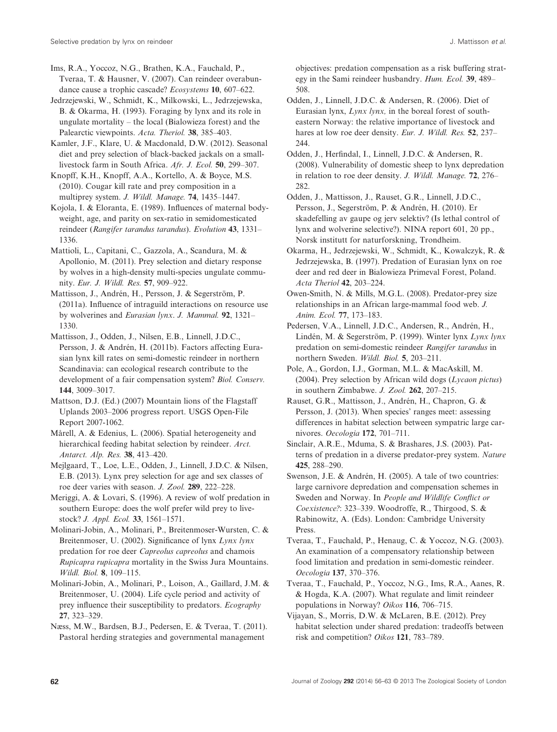Ims, R.A., Yoccoz, N.G., Brathen, K.A., Fauchald, P., Tveraa, T. & Hausner, V. (2007). Can reindeer overabundance cause a trophic cascade? *Ecosystems* **10**, 607–622.

Jedrzejewski, W., Schmidt, K., Milkowski, L., Jedrzejewska, B. & Okarma, H. (1993). Foraging by lynx and its role in ungulate mortality – the local (Bialowieza forest) and the Palearctic viewpoints. *Acta. Theriol.* **38**, 385–403.

Kamler, J.F., Klare, U. & Macdonald, D.W. (2012). Seasonal diet and prey selection of black-backed jackals on a small-livestock farm in South Africa. *Afr. J. Ecol.* **50**, 299–307.

Knopff, K.H., Knopff, A.A., Kortello, A. & Boyce, M.S. (2010). Cougar kill rate and prey composition in a multiprey system. *J. Wildl. Manage.* **74**, 1435–1447.

Kojola, I. & Eloranta, E. (1989). Influences of maternal body-weight, age, and parity on sex-ratio in semidomesticated reindeer (*Rangifer tarandus tarandus*). *Evolution* **43**, 1331–1336.

Mattioli, L., Capitani, C., Gazzola, A., Scandura, M. & Apollonio, M. (2011). Prey selection and dietary response by wolves in a high-density multi-species ungulate community. *Eur. J. Wildl. Res.* **57**, 909–922.

Mattisson, J., Andrén, H., Persson, J. & Segerström, P. (2011a). Influence of intraguild interactions on resource use by wolverines and *Eurasian lynx*. *J. Mammal.* **92**, 1321–1330.

Mattisson, J., Odden, J., Nilsen, E.B., Linnell, J.D.C., Persson, J. & Andrén, H. (2011b). Factors affecting Eurasian lynx kill rates on semi-domestic reindeer in northern Scandinavia: can ecological research contribute to the development of a fair compensation system? *Biol. Conserv.* **144**, 3009–3017.

Mattson, D.J. (Ed.) (2007) Mountain lions of the Flagstaff Uplands 2003–2006 progress report. USGS Open-File Report 2007-1062.

Mårell, A. & Edenius, L. (2006). Spatial heterogeneity and hierarchical feeding habitat selection by reindeer. *Arct. Antarct. Alp. Res.* **38**, 413–420.

Mejlgaard, T., Loe, L.E., Odden, J., Linnell, J.D.C. & Nilsen, E.B. (2013). Lynx prey selection for age and sex classes of roe deer varies with season. *J. Zool.* **289**, 222–228.

Meriggi, A. & Lovari, S. (1996). A review of wolf predation in southern Europe: does the wolf prefer wild prey to livestock? *J. Appl. Ecol.* **33**, 1561–1571.

Molinari-Jobin, A., Molinari, P., Breitenmoser-Wursten, C. & Breitenmoser, U. (2002). Significance of lynx *Lynx lynx* predation for roe deer *Capreolus capreolus* and chamois *Rupicapra rupicapra* mortality in the Swiss Jura Mountains. *Wildl. Biol.* **8**, 109–115.

Molinari-Jobin, A., Molinari, P., Loison, A., Gaillard, J.M. & Breitenmoser, U. (2004). Life cycle period and activity of prey influence their susceptibility to predators. *Ecography* **27**, 323–329.

Næss, M.W., Bardsen, B.J., Pedersen, E. & Tveraa, T. (2011). Pastoral herding strategies and governmental management objectives: predation compensation as a risk buffering strategy in the Sami reindeer husbandry. *Hum. Ecol.* **39**, 489–508.

Odden, J., Linnell, J.D.C. & Andersen, R. (2006). Diet of Eurasian lynx, *Lynx lynx,* in the boreal forest of southeastern Norway: the relative importance of livestock and hares at low roe deer density. *Eur. J. Wildl. Res.* **52**, 237–244.

Odden, J., Herfindal, I., Linnell, J.D.C. & Andersen, R. (2008). Vulnerability of domestic sheep to lynx depredation in relation to roe deer density. *J. Wildl. Manage.* **72**, 276–282.

Odden, J., Mattisson, J., Rauset, G.R., Linnell, J.D.C., Persson, J., Segerström, P. & Andrén, H. (2010). Er skadefelling av gaupe og jerv selektiv? (Is lethal control of lynx and wolverine selective?). NINA report 601, 20 pp., Norsk institutt for naturforskning, Trondheim.

Okarma, H., Jedrzejewski, W., Schmidt, K., Kowalczyk, R. & Jedrzejewska, B. (1997). Predation of Eurasian lynx on roe deer and red deer in Bialowieza Primeval Forest, Poland. *Acta Theriol* **42**, 203–224.

Owen-Smith, N. & Mills, M.G.L. (2008). Predator-prey size relationships in an African large-mammal food web. *J. Anim. Ecol.* **77**, 173–183.

Pedersen, V.A., Linnell, J.D.C., Andersen, R., Andrén, H., Lindén, M. & Segerström, P. (1999). Winter lynx *Lynx lynx* predation on semi-domestic reindeer *Rangifer tarandus* in northern Sweden. *Wildl. Biol.* **5**, 203–211.

Pole, A., Gordon, I.J., Gorman, M.L. & MacAskill, M. (2004). Prey selection by African wild dogs (*Lycaon pictus*) in southern Zimbabwe. *J. Zool.* **262**, 207–215.

Rauset, G.R., Mattisson, J., Andrén, H., Chapron, G. & Persson, J. (2013). When species' ranges meet: assessing differences in habitat selection between sympatric large carnivores. *Oecologia* **172**, 701–711.

Sinclair, A.R.E., Mduma, S. & Brashares, J.S. (2003). Patterns of predation in a diverse predator-prey system. *Nature* **425**, 288–290.

Swenson, J.E. & Andrén, H. (2005). A tale of two countries: large carnivore depredation and compensation schemes in Sweden and Norway. In *People and Wildlife Conflict or Coexistence?*: 323–339. Woodroffe, R., Thirgood, S. & Rabinowitz, A. (Eds). London: Cambridge University Press.

Tveraa, T., Fauchald, P., Henaug, C. & Yoccoz, N.G. (2003). An examination of a compensatory relationship between food limitation and predation in semi-domestic reindeer. *Oecologia* **137**, 370–376.

Tveraa, T., Fauchald, P., Yoccoz, N.G., Ims, R.A., Aanes, R. & Hogda, K.A. (2007). What regulate and limit reindeer populations in Norway? *Oikos* **116**, 706–715.

Vijayan, S., Morris, D.W. & McLaren, B.E. (2012). Prey habitat selection under shared predation: tradeoffs between risk and competition? *Oikos* **121**, 783–789.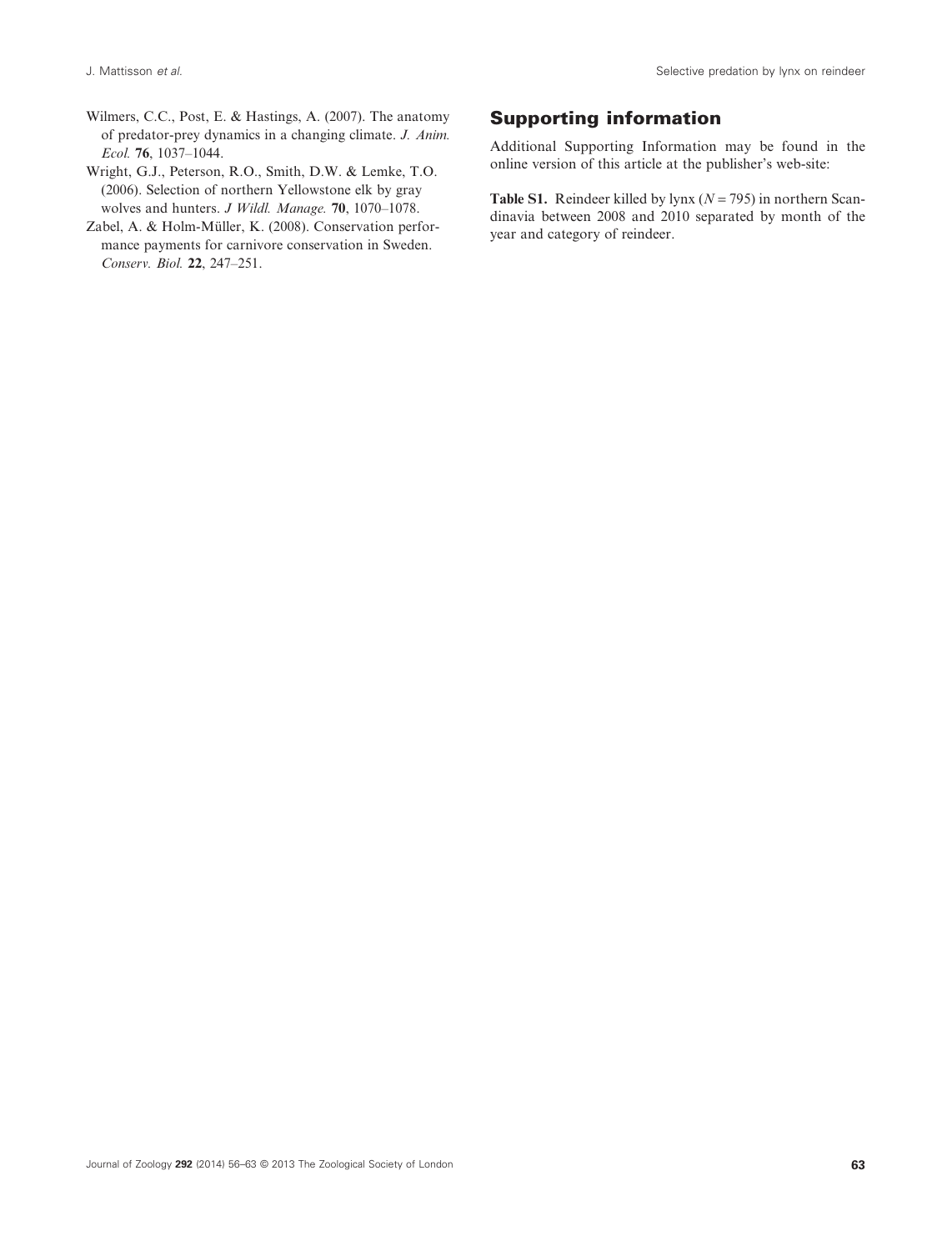Wilmers, C.C., Post, E. & Hastings, A. (2007). The anatomy of predator-prey dynamics in a changing climate. *J. Anim. Ecol.* **76**, 1037–1044.

Wright, G.J., Peterson, R.O., Smith, D.W. & Lemke, T.O. (2006). Selection of northern Yellowstone elk by gray wolves and hunters. *J Wildl. Manage.* **70**, 1070–1078.

Zabel, A. & Holm-Müller, K. (2008). Conservation performance payments for carnivore conservation in Sweden. *Conserv. Biol.* **22**, 247–251.

## Supporting information

Additional Supporting Information may be found in the online version of this article at the publisher's web-site:

**Table S1.** Reindeer killed by lynx ($N = 795$) in northern Scandinavia between 2008 and 2010 separated by month of the year and category of reindeer.